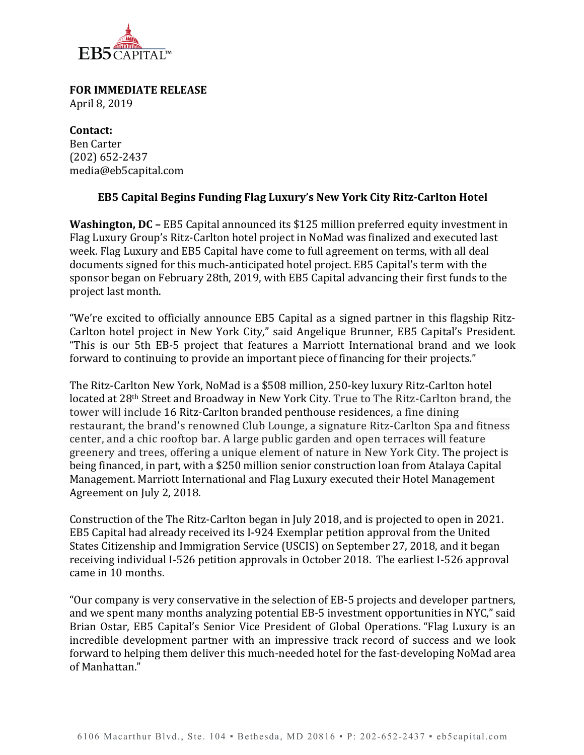EB5 CAPITAL™

**FOR IMMEDIATE RELEASE**
April 8, 2019

**Contact:**
Ben Carter
(202) 652-2437
media@eb5capital.com

## EB5 Capital Begins Funding Flag Luxury's New York City Ritz-Carlton Hotel

**Washington, DC –** EB5 Capital announced its $125 million preferred equity investment in Flag Luxury Group's Ritz-Carlton hotel project in NoMad was finalized and executed last week. Flag Luxury and EB5 Capital have come to full agreement on terms, with all deal documents signed for this much-anticipated hotel project. EB5 Capital's term with the sponsor began on February 28th, 2019, with EB5 Capital advancing their first funds to the project last month.

"We're excited to officially announce EB5 Capital as a signed partner in this flagship Ritz-Carlton hotel project in New York City," said Angelique Brunner, EB5 Capital's President. "This is our 5th EB-5 project that features a Marriott International brand and we look forward to continuing to provide an important piece of financing for their projects."

The Ritz-Carlton New York, NoMad is a $508 million, 250-key luxury Ritz-Carlton hotel located at 28th Street and Broadway in New York City. True to The Ritz-Carlton brand, the tower will include 16 Ritz-Carlton branded penthouse residences, a fine dining restaurant, the brand's renowned Club Lounge, a signature Ritz-Carlton Spa and fitness center, and a chic rooftop bar. A large public garden and open terraces will feature greenery and trees, offering a unique element of nature in New York City. The project is being financed, in part, with a $250 million senior construction loan from Atalaya Capital Management. Marriott International and Flag Luxury executed their Hotel Management Agreement on July 2, 2018.

Construction of the The Ritz-Carlton began in July 2018, and is projected to open in 2021. EB5 Capital had already received its I-924 Exemplar petition approval from the United States Citizenship and Immigration Service (USCIS) on September 27, 2018, and it began receiving individual I-526 petition approvals in October 2018. The earliest I-526 approval came in 10 months.

"Our company is very conservative in the selection of EB-5 projects and developer partners, and we spent many months analyzing potential EB-5 investment opportunities in NYC," said Brian Ostar, EB5 Capital's Senior Vice President of Global Operations. "Flag Luxury is an incredible development partner with an impressive track record of success and we look forward to helping them deliver this much-needed hotel for the fast-developing NoMad area of Manhattan."

6106 Macarthur Blvd., Ste. 104 ▪ Bethesda, MD 20816 ▪ P: 202-652-2437 ▪ eb5capital.com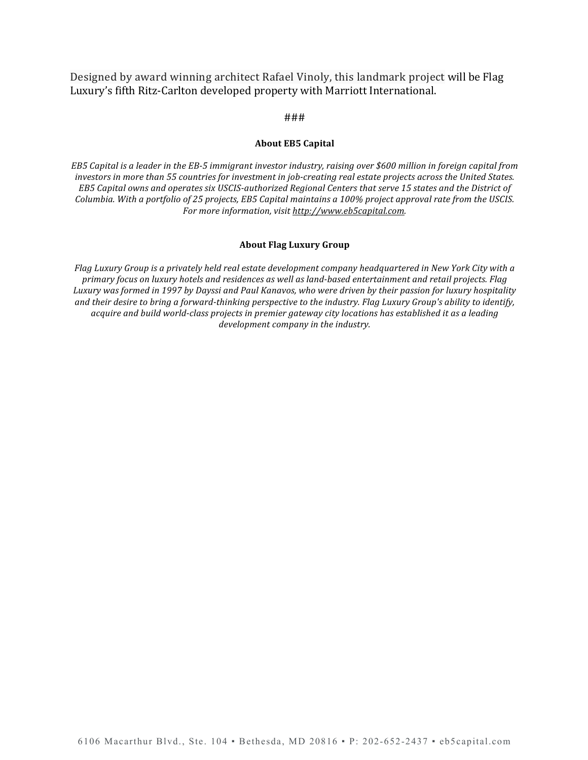Designed by award winning architect Rafael Vinoly, this landmark project will be Flag Luxury's fifth Ritz-Carlton developed property with Marriott International.

###

**About EB5 Capital**

*EB5 Capital is a leader in the EB-5 immigrant investor industry, raising over $600 million in foreign capital from investors in more than 55 countries for investment in job-creating real estate projects across the United States. EB5 Capital owns and operates six USCIS-authorized Regional Centers that serve 15 states and the District of Columbia. With a portfolio of 25 projects, EB5 Capital maintains a 100% project approval rate from the USCIS. For more information, visit http://www.eb5capital.com.*

**About Flag Luxury Group**

*Flag Luxury Group is a privately held real estate development company headquartered in New York City with a primary focus on luxury hotels and residences as well as land-based entertainment and retail projects. Flag Luxury was formed in 1997 by Dayssi and Paul Kanavos, who were driven by their passion for luxury hospitality and their desire to bring a forward-thinking perspective to the industry. Flag Luxury Group's ability to identify, acquire and build world-class projects in premier gateway city locations has established it as a leading development company in the industry.*

6106 Macarthur Blvd., Ste. 104 ▪ Bethesda, MD 20816 ▪ P: 202-652-2437 ▪ eb5capital.com